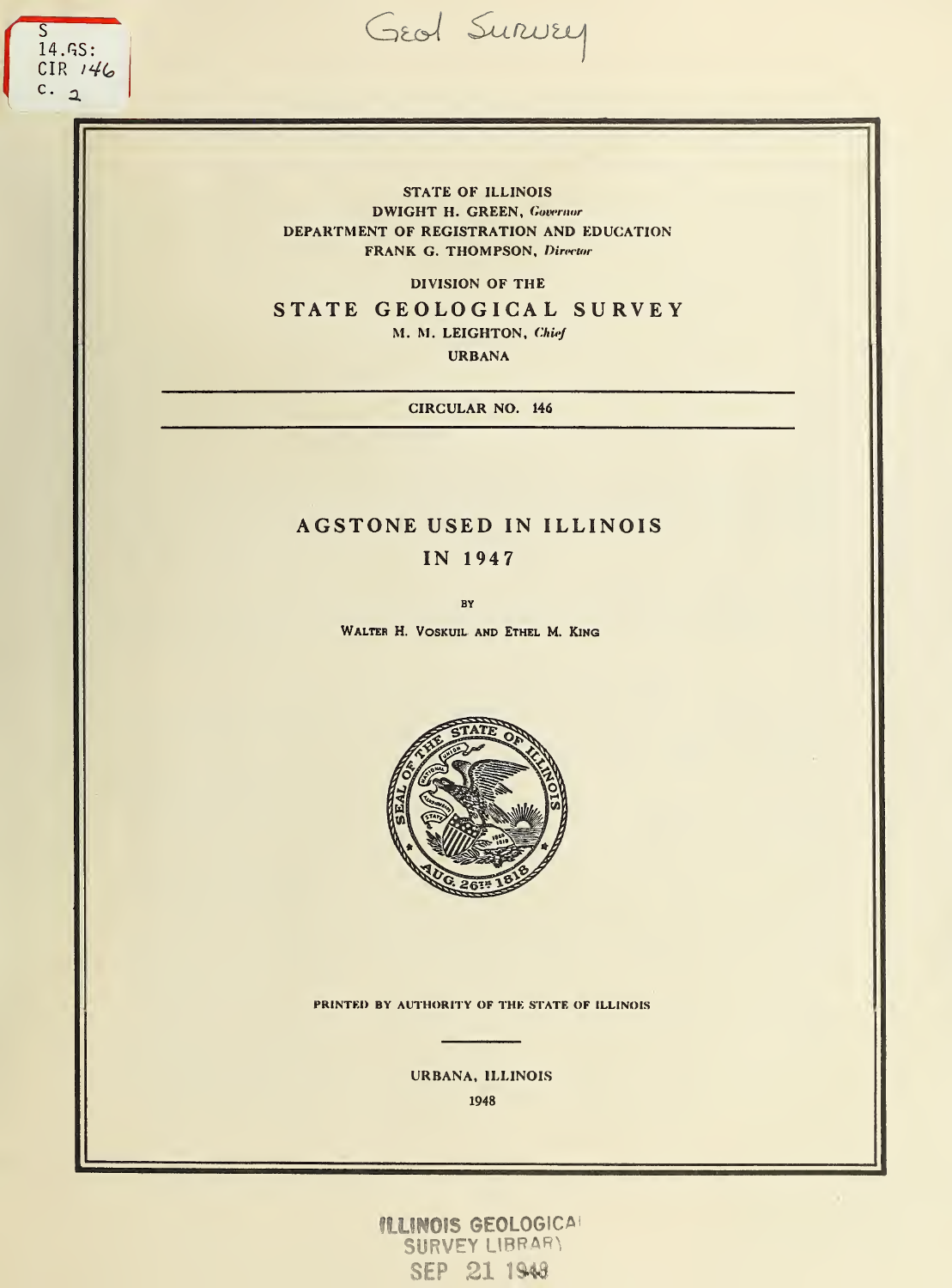S
14.GS:
CIR 146
c. 2

Geol Survey

STATE OF ILLINOIS
DWIGHT H. GREEN, *Governor*
DEPARTMENT OF REGISTRATION AND EDUCATION
FRANK G. THOMPSON, *Director*

DIVISION OF THE

# STATE GEOLOGICAL SURVEY

M. M. LEIGHTON, *Chief*
URBANA

CIRCULAR NO. 146

# AGSTONE USED IN ILLINOIS IN 1947

BY

WALTER H. VOSKUIL AND ETHEL M. KING

PRINTED BY AUTHORITY OF THE STATE OF ILLINOIS

URBANA, ILLINOIS
1948

ILLINOIS GEOLOGICAL
SURVEY LIBRARY
SEP 21 1948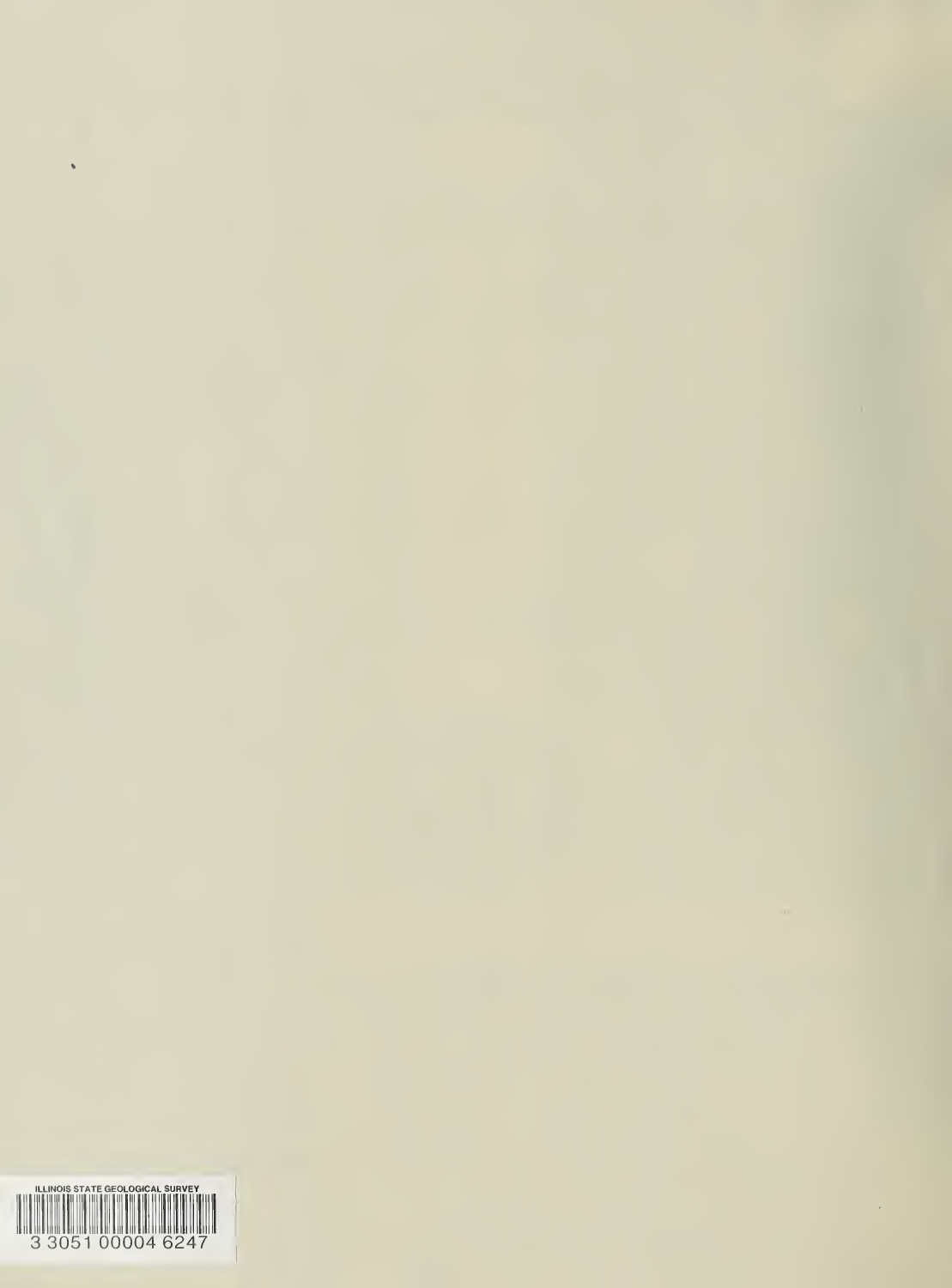ILLINOIS STATE GEOLOGICAL SURVEY

3 3051 00004 6247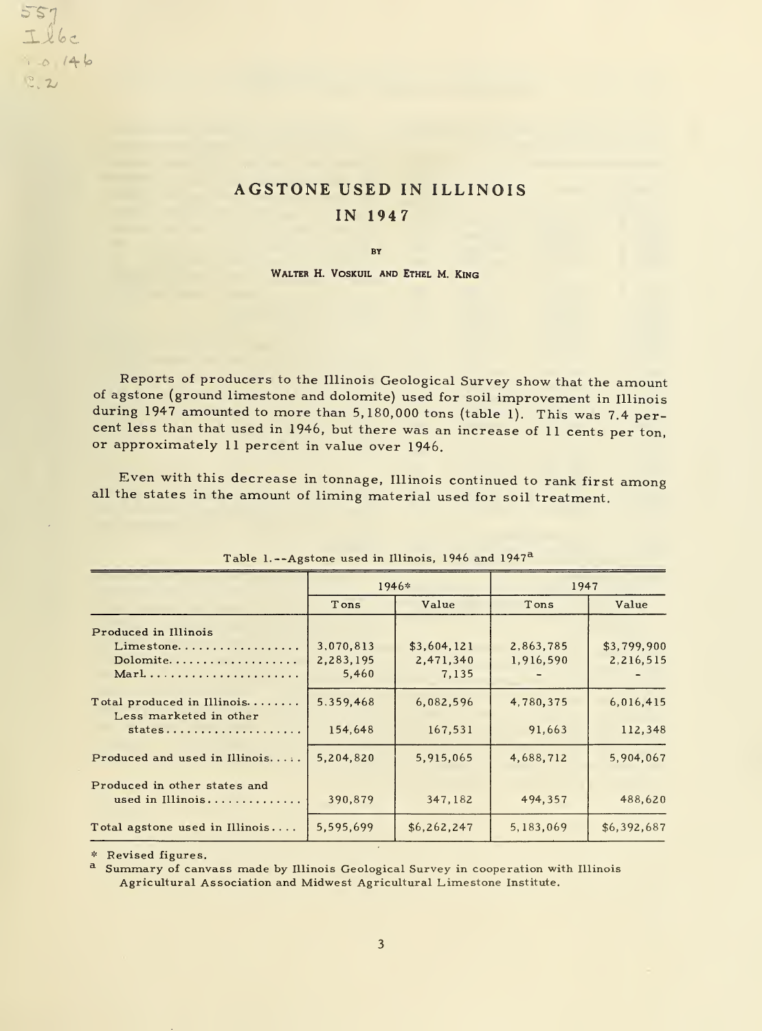# AGSTONE USED IN ILLINOIS IN 1947

BY

WALTER H. VOSKUIL AND ETHEL M. KING

Reports of producers to the Illinois Geological Survey show that the amount of agstone (ground limestone and dolomite) used for soil improvement in Illinois during 1947 amounted to more than 5,180,000 tons (table 1). This was 7.4 percent less than that used in 1946, but there was an increase of 11 cents per ton, or approximately 11 percent in value over 1946.

Even with this decrease in tonnage, Illinois continued to rank first among all the states in the amount of liming material used for soil treatment.

Table 1.--Agstone used in Illinois, 1946 and 1947[a]

| | 1946* | | 1947 | |
|---|---|---|---|---|
| | Tons | Value | Tons | Value |
| Produced in Illinois | | | | |
| Limestone | 3,070,813 | $3,604,121 | 2,863,785 | $3,799,900 |
| Dolomite | 2,283,195 | 2,471,340 | 1,916,590 | 2,216,515 |
| Marl | 5,460 | 7,135 | - | - |
| Total produced in Illinois | 5,359,468 | 6,082,596 | 4,780,375 | 6,016,415 |
| Less marketed in other states | 154,648 | 167,531 | 91,663 | 112,348 |
| Produced and used in Illinois | 5,204,820 | 5,915,065 | 4,688,712 | 5,904,067 |
| Produced in other states and used in Illinois | 390,879 | 347,182 | 494,357 | 488,620 |
| Total agstone used in Illinois | 5,595,699 | $6,262,247 | 5,183,069 | $6,392,687 |

\* Revised figures.

[a] Summary of canvass made by Illinois Geological Survey in cooperation with Illinois Agricultural Association and Midwest Agricultural Limestone Institute.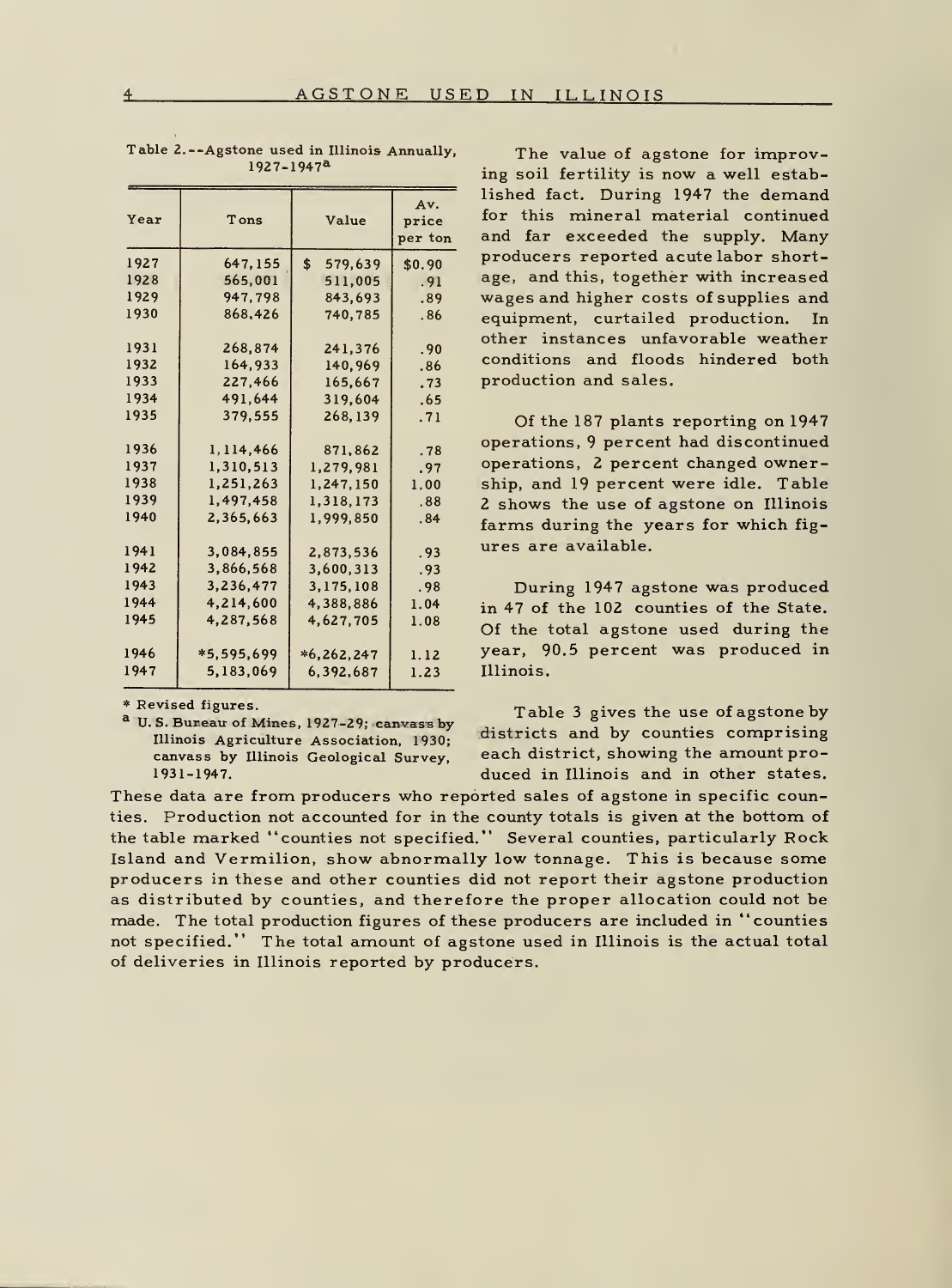Table 2.--Agstone used in Illinois Annually, 1927-1947[a]

| Year | Tons | Value | Av. price per ton |
|---|---|---|---|
| 1927 | 647,155 | $ 579,639 | $0.90 |
| 1928 | 565,001 | 511,005 | .91 |
| 1929 | 947,798 | 843,693 | .89 |
| 1930 | 868,426 | 740,785 | .86 |
| 1931 | 268,874 | 241,376 | .90 |
| 1932 | 164,933 | 140,969 | .86 |
| 1933 | 227,466 | 165,667 | .73 |
| 1934 | 491,644 | 319,604 | .65 |
| 1935 | 379,555 | 268,139 | .71 |
| 1936 | 1,114,466 | 871,862 | .78 |
| 1937 | 1,310,513 | 1,279,981 | .97 |
| 1938 | 1,251,263 | 1,247,150 | 1.00 |
| 1939 | 1,497,458 | 1,318,173 | .88 |
| 1940 | 2,365,663 | 1,999,850 | .84 |
| 1941 | 3,084,855 | 2,873,536 | .93 |
| 1942 | 3,866,568 | 3,600,313 | .93 |
| 1943 | 3,236,477 | 3,175,108 | .98 |
| 1944 | 4,214,600 | 4,388,886 | 1.04 |
| 1945 | 4,287,568 | 4,627,705 | 1.08 |
| 1946 | *5,595,699 | *6,262,247 | 1.12 |
| 1947 | 5,183,069 | 6,392,687 | 1.23 |

\* Revised figures.

[a] U. S. Bureau of Mines, 1927-29; canvass by Illinois Agriculture Association, 1930; canvass by Illinois Geological Survey, 1931-1947.

The value of agstone for improving soil fertility is now a well established fact. During 1947 the demand for this mineral material continued and far exceeded the supply. Many producers reported acute labor shortage, and this, together with increased wages and higher costs of supplies and equipment, curtailed production. In other instances unfavorable weather conditions and floods hindered both production and sales.

Of the 187 plants reporting on 1947 operations, 9 percent had discontinued operations, 2 percent changed ownership, and 19 percent were idle. Table 2 shows the use of agstone on Illinois farms during the years for which figures are available.

During 1947 agstone was produced in 47 of the 102 counties of the State. Of the total agstone used during the year, 90.5 percent was produced in Illinois.

Table 3 gives the use of agstone by districts and by counties comprising each district, showing the amount produced in Illinois and in other states. These data are from producers who reported sales of agstone in specific counties. Production not accounted for in the county totals is given at the bottom of the table marked "counties not specified." Several counties, particularly Rock Island and Vermilion, show abnormally low tonnage. This is because some producers in these and other counties did not report their agstone production as distributed by counties, and therefore the proper allocation could not be made. The total production figures of these producers are included in "counties not specified." The total amount of agstone used in Illinois is the actual total of deliveries in Illinois reported by producers.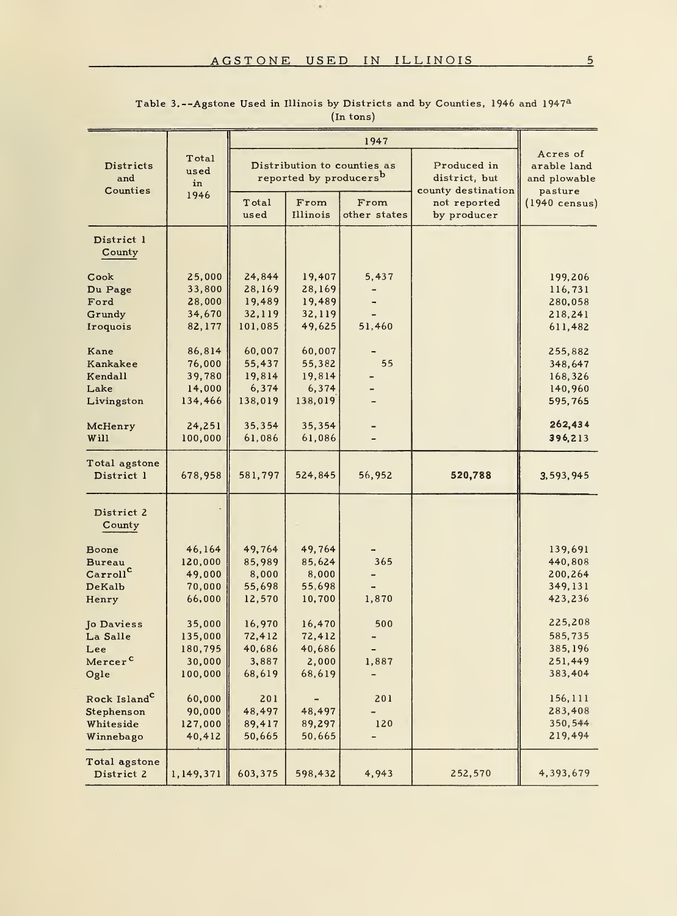Table 3.--Agstone Used in Illinois by Districts and by Counties, 1946 and 1947[a]
(In tons)

| Districts and Counties | Total used in 1946 | 1947 | | | | Acres of arable land and plowable pasture (1940 census) |
|---|---|---|---|---|---|---|
| | | Distribution to counties as reported by producers[b] | | | Produced in district, but county destination not reported by producer | |
| | | Total used | From Illinois | From other states | | |
| **District 1 County** | | | | | | |
| Cook | 25,000 | 24,844 | 19,407 | 5,437 | | 199,206 |
| Du Page | 33,800 | 28,169 | 28,169 | - | | 116,731 |
| Ford | 28,000 | 19,489 | 19,489 | - | | 280,058 |
| Grundy | 34,670 | 32,119 | 32,119 | - | | 218,241 |
| Iroquois | 82,177 | 101,085 | 49,625 | 51,460 | | 611,482 |
| Kane | 86,814 | 60,007 | 60,007 | - | | 255,882 |
| Kankakee | 76,000 | 55,437 | 55,382 | 55 | | 348,647 |
| Kendall | 39,780 | 19,814 | 19,814 | - | | 168,326 |
| Lake | 14,000 | 6,374 | 6,374 | - | | 140,960 |
| Livingston | 134,466 | 138,019 | 138,019 | - | | 595,765 |
| McHenry | 24,251 | 35,354 | 35,354 | - | | 262,434 |
| Will | 100,000 | 61,086 | 61,086 | - | | 396,213 |
| Total agstone District 1 | 678,958 | 581,797 | 524,845 | 56,952 | 520,788 | 3,593,945 |
| **District 2 County** | | | | | | |
| Boone | 46,164 | 49,764 | 49,764 | - | | 139,691 |
| Bureau | 120,000 | 85,989 | 85,624 | 365 | | 440,808 |
| Carroll[c] | 49,000 | 8,000 | 8,000 | - | | 200,264 |
| DeKalb | 70,000 | 55,698 | 55,698 | - | | 349,131 |
| Henry | 66,000 | 12,570 | 10,700 | 1,870 | | 423,236 |
| Jo Daviess | 35,000 | 16,970 | 16,470 | 500 | | 225,208 |
| La Salle | 135,000 | 72,412 | 72,412 | - | | 585,735 |
| Lee | 180,795 | 40,686 | 40,686 | - | | 385,196 |
| Mercer[c] | 30,000 | 3,887 | 2,000 | 1,887 | | 251,449 |
| Ogle | 100,000 | 68,619 | 68,619 | - | | 383,404 |
| Rock Island[c] | 60,000 | 201 | - | 201 | | 156,111 |
| Stephenson | 90,000 | 48,497 | 48,497 | - | | 283,408 |
| Whiteside | 127,000 | 89,417 | 89,297 | 120 | | 350,544 |
| Winnebago | 40,412 | 50,665 | 50,665 | - | | 219,494 |
| Total agstone District 2 | 1,149,371 | 603,375 | 598,432 | 4,943 | 252,570 | 4,393,679 |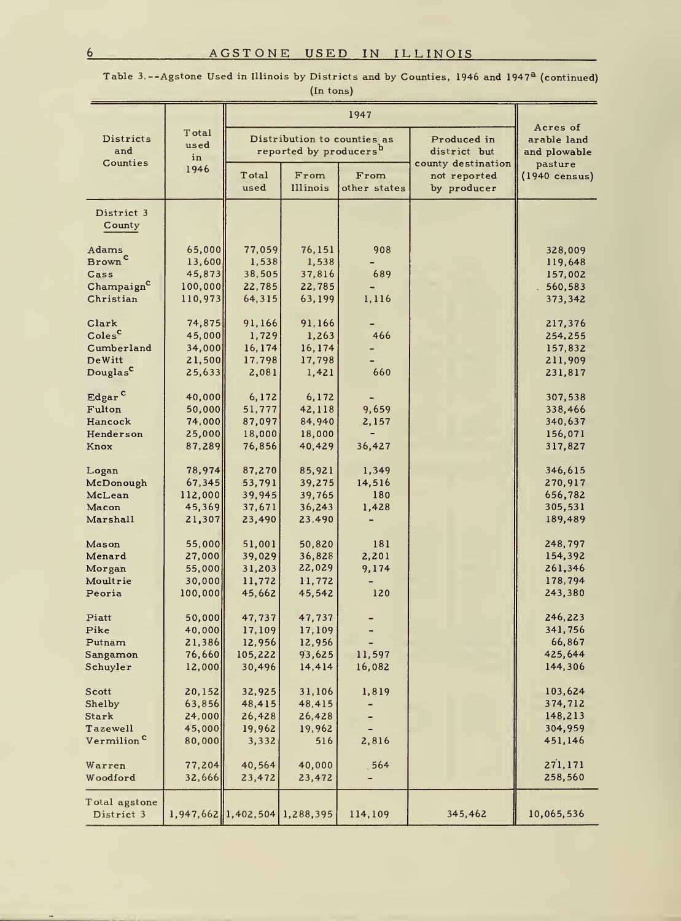Table 3.--Agstone Used in Illinois by Districts and by Counties, 1946 and 1947[a] (continued)
(In tons)

| Districts and Counties | Total used in 1946 | 1947 | | | | Acres of arable land and plowable pasture (1940 census) |
|---|---|---|---|---|---|---|
| | | Distribution to counties as reported by producers[b] | | | Produced in district but county destination not reported by producer | |
| | | Total used | From Illinois | From other states | | |
| District 3 County | | | | | | |
| Adams | 65,000 | 77,059 | 76,151 | 908 | | 328,009 |
| Brown[c] | 13,600 | 1,538 | 1,538 | - | | 119,648 |
| Cass | 45,873 | 38,505 | 37,816 | 689 | | 157,002 |
| Champaign[c] | 100,000 | 22,785 | 22,785 | - | | 560,583 |
| Christian | 110,973 | 64,315 | 63,199 | 1,116 | | 373,342 |
| Clark | 74,875 | 91,166 | 91,166 | - | | 217,376 |
| Coles[c] | 45,000 | 1,729 | 1,263 | 466 | | 254,255 |
| Cumberland | 34,000 | 16,174 | 16,174 | - | | 157,832 |
| DeWitt | 21,500 | 17,798 | 17,798 | - | | 211,909 |
| Douglas[c] | 25,633 | 2,081 | 1,421 | 660 | | 231,817 |
| Edgar[c] | 40,000 | 6,172 | 6,172 | - | | 307,538 |
| Fulton | 50,000 | 51,777 | 42,118 | 9,659 | | 338,466 |
| Hancock | 74,000 | 87,097 | 84,940 | 2,157 | | 340,637 |
| Henderson | 25,000 | 18,000 | 18,000 | - | | 156,071 |
| Knox | 87,289 | 76,856 | 40,429 | 36,427 | | 317,827 |
| Logan | 78,974 | 87,270 | 85,921 | 1,349 | | 346,615 |
| McDonough | 67,345 | 53,791 | 39,275 | 14,516 | | 270,917 |
| McLean | 112,000 | 39,945 | 39,765 | 180 | | 656,782 |
| Macon | 45,369 | 37,671 | 36,243 | 1,428 | | 305,531 |
| Marshall | 21,307 | 23,490 | 23,490 | - | | 189,489 |
| Mason | 55,000 | 51,001 | 50,820 | 181 | | 248,797 |
| Menard | 27,000 | 39,029 | 36,828 | 2,201 | | 154,392 |
| Morgan | 55,000 | 31,203 | 22,029 | 9,174 | | 261,346 |
| Moultrie | 30,000 | 11,772 | 11,772 | - | | 178,794 |
| Peoria | 100,000 | 45,662 | 45,542 | 120 | | 243,380 |
| Piatt | 50,000 | 47,737 | 47,737 | - | | 246,223 |
| Pike | 40,000 | 17,109 | 17,109 | - | | 341,756 |
| Putnam | 21,386 | 12,956 | 12,956 | - | | 66,867 |
| Sangamon | 76,660 | 105,222 | 93,625 | 11,597 | | 425,644 |
| Schuyler | 12,000 | 30,496 | 14,414 | 16,082 | | 144,306 |
| Scott | 20,152 | 32,925 | 31,106 | 1,819 | | 103,624 |
| Shelby | 63,856 | 48,415 | 48,415 | - | | 374,712 |
| Stark | 24,000 | 26,428 | 26,428 | - | | 148,213 |
| Tazewell | 45,000 | 19,962 | 19,962 | - | | 304,959 |
| Vermilion[c] | 80,000 | 3,332 | 516 | 2,816 | | 451,146 |
| Warren | 77,204 | 40,564 | 40,000 | 564 | | 271,171 |
| Woodford | 32,666 | 23,472 | 23,472 | - | | 258,560 |
| Total agstone District 3 | 1,947,662 | 1,402,504 | 1,288,395 | 114,109 | 345,462 | 10,065,536 |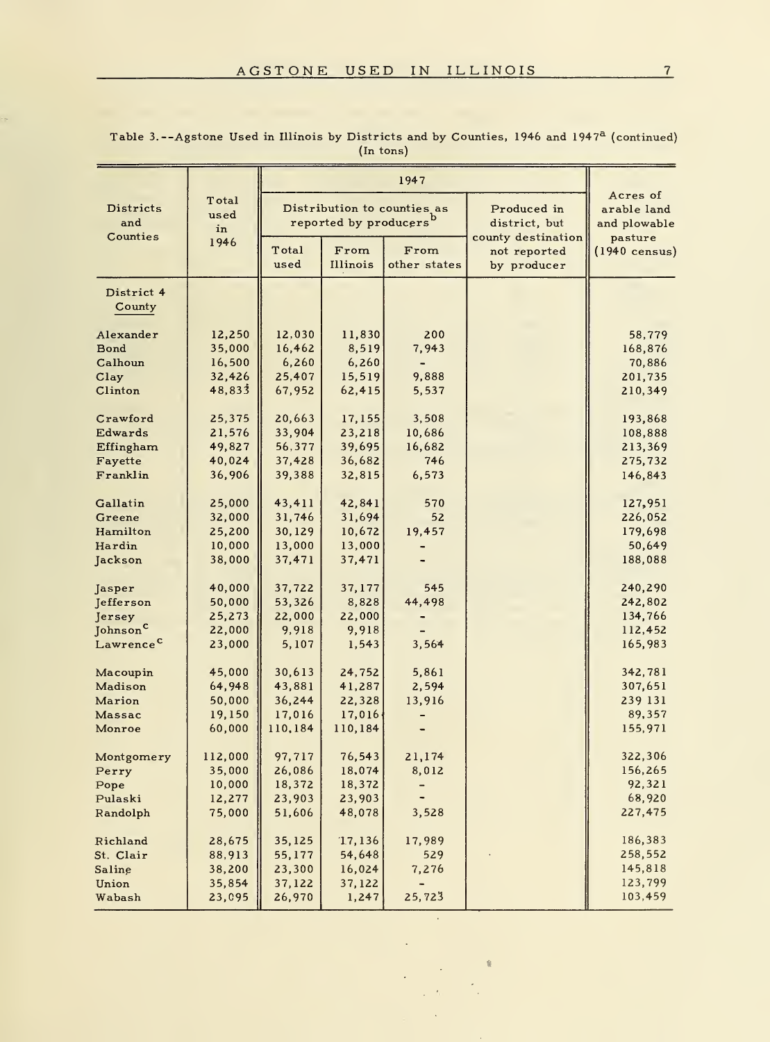Table 3.--Agstone Used in Illinois by Districts and by Counties, 1946 and 1947[a] (continued)
(In tons)

| Districts and Counties | Total used in 1946 | 1947 | | | | Acres of arable land and plowable pasture (1940 census) |
|---|---|---|---|---|---|---|
| | | Distribution to counties as reported by producers[b] | | | Produced in district, but county destination not reported by producer | |
| | | Total used | From Illinois | From other states | | |
| **District 4 County** | | | | | | |
| Alexander | 12,250 | 12,030 | 11,830 | 200 | | 58,779 |
| Bond | 35,000 | 16,462 | 8,519 | 7,943 | | 168,876 |
| Calhoun | 16,500 | 6,260 | 6,260 | - | | 70,886 |
| Clay | 32,426 | 25,407 | 15,519 | 9,888 | | 201,735 |
| Clinton | 48,833 | 67,952 | 62,415 | 5,537 | | 210,349 |
| Crawford | 25,375 | 20,663 | 17,155 | 3,508 | | 193,868 |
| Edwards | 21,576 | 33,904 | 23,218 | 10,686 | | 108,888 |
| Effingham | 49,827 | 56,377 | 39,695 | 16,682 | | 213,369 |
| Fayette | 40,024 | 37,428 | 36,682 | 746 | | 275,732 |
| Franklin | 36,906 | 39,388 | 32,815 | 6,573 | | 146,843 |
| Gallatin | 25,000 | 43,411 | 42,841 | 570 | | 127,951 |
| Greene | 32,000 | 31,746 | 31,694 | 52 | | 226,052 |
| Hamilton | 25,200 | 30,129 | 10,672 | 19,457 | | 179,698 |
| Hardin | 10,000 | 13,000 | 13,000 | - | | 50,649 |
| Jackson | 38,000 | 37,471 | 37,471 | - | | 188,088 |
| Jasper | 40,000 | 37,722 | 37,177 | 545 | | 240,290 |
| Jefferson | 50,000 | 53,326 | 8,828 | 44,498 | | 242,802 |
| Jersey | 25,273 | 22,000 | 22,000 | - | | 134,766 |
| Johnson[c] | 22,000 | 9,918 | 9,918 | - | | 112,452 |
| Lawrence[c] | 23,000 | 5,107 | 1,543 | 3,564 | | 165,983 |
| Macoupin | 45,000 | 30,613 | 24,752 | 5,861 | | 342,781 |
| Madison | 64,948 | 43,881 | 41,287 | 2,594 | | 307,651 |
| Marion | 50,000 | 36,244 | 22,328 | 13,916 | | 239 131 |
| Massac | 19,150 | 17,016 | 17,016 | - | | 89,357 |
| Monroe | 60,000 | 110,184 | 110,184 | - | | 155,971 |
| Montgomery | 112,000 | 97,717 | 76,543 | 21,174 | | 322,306 |
| Perry | 35,000 | 26,086 | 18,074 | 8,012 | | 156,265 |
| Pope | 10,000 | 18,372 | 18,372 | - | | 92,321 |
| Pulaski | 12,277 | 23,903 | 23,903 | - | | 68,920 |
| Randolph | 75,000 | 51,606 | 48,078 | 3,528 | | 227,475 |
| Richland | 28,675 | 35,125 | 17,136 | 17,989 | | 186,383 |
| St. Clair | 88,913 | 55,177 | 54,648 | 529 | | 258,552 |
| Saline | 38,200 | 23,300 | 16,024 | 7,276 | | 145,818 |
| Union | 35,854 | 37,122 | 37,122 | - | | 123,799 |
| Wabash | 23,095 | 26,970 | 1,247 | 25,723 | | 103,459 |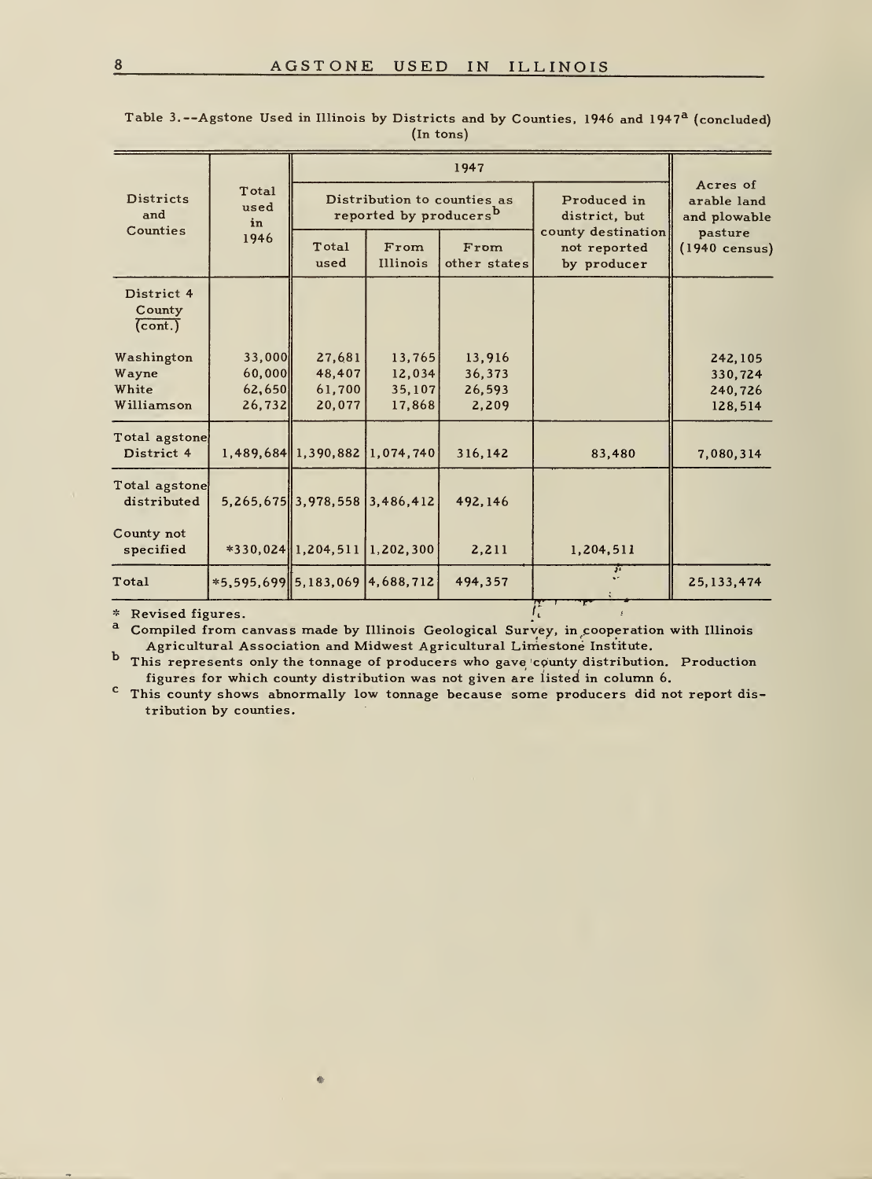Table 3.--Agstone Used in Illinois by Districts and by Counties, 1946 and 1947[a] (concluded)
(In tons)

| Districts and Counties | Total used in 1946 | 1947 | | | | Acres of arable land and plowable pasture (1940 census) |
|---|---|---|---|---|---|---|
| | | Distribution to counties as reported by producers[b] | | | Produced in district, but county destination not reported by producer | |
| | | Total used | From Illinois | From other states | | |
| District 4 County (cont.) | | | | | | |
| Washington | 33,000 | 27,681 | 13,765 | 13,916 | | 242,105 |
| Wayne | 60,000 | 48,407 | 12,034 | 36,373 | | 330,724 |
| White | 62,650 | 61,700 | 35,107 | 26,593 | | 240,726 |
| Williamson | 26,732 | 20,077 | 17,868 | 2,209 | | 128,514 |
| Total agstone District 4 | 1,489,684 | 1,390,882 | 1,074,740 | 316,142 | 83,480 | 7,080,314 |
| Total agstone distributed | 5,265,675 | 3,978,558 | 3,486,412 | 492,146 | | |
| County not specified | *330,024 | 1,204,511 | 1,202,300 | 2,211 | 1,204,511 | |
| Total | *5,595,699 | 5,183,069 | 4,688,712 | 494,357 | | 25,133,474 |

\* Revised figures.

[a] Compiled from canvass made by Illinois Geological Survey, in cooperation with Illinois Agricultural Association and Midwest Agricultural Limestone Institute.

[b] This represents only the tonnage of producers who gave county distribution. Production figures for which county distribution was not given are listed in column 6.

[c] This county shows abnormally low tonnage because some producers did not report distribution by counties.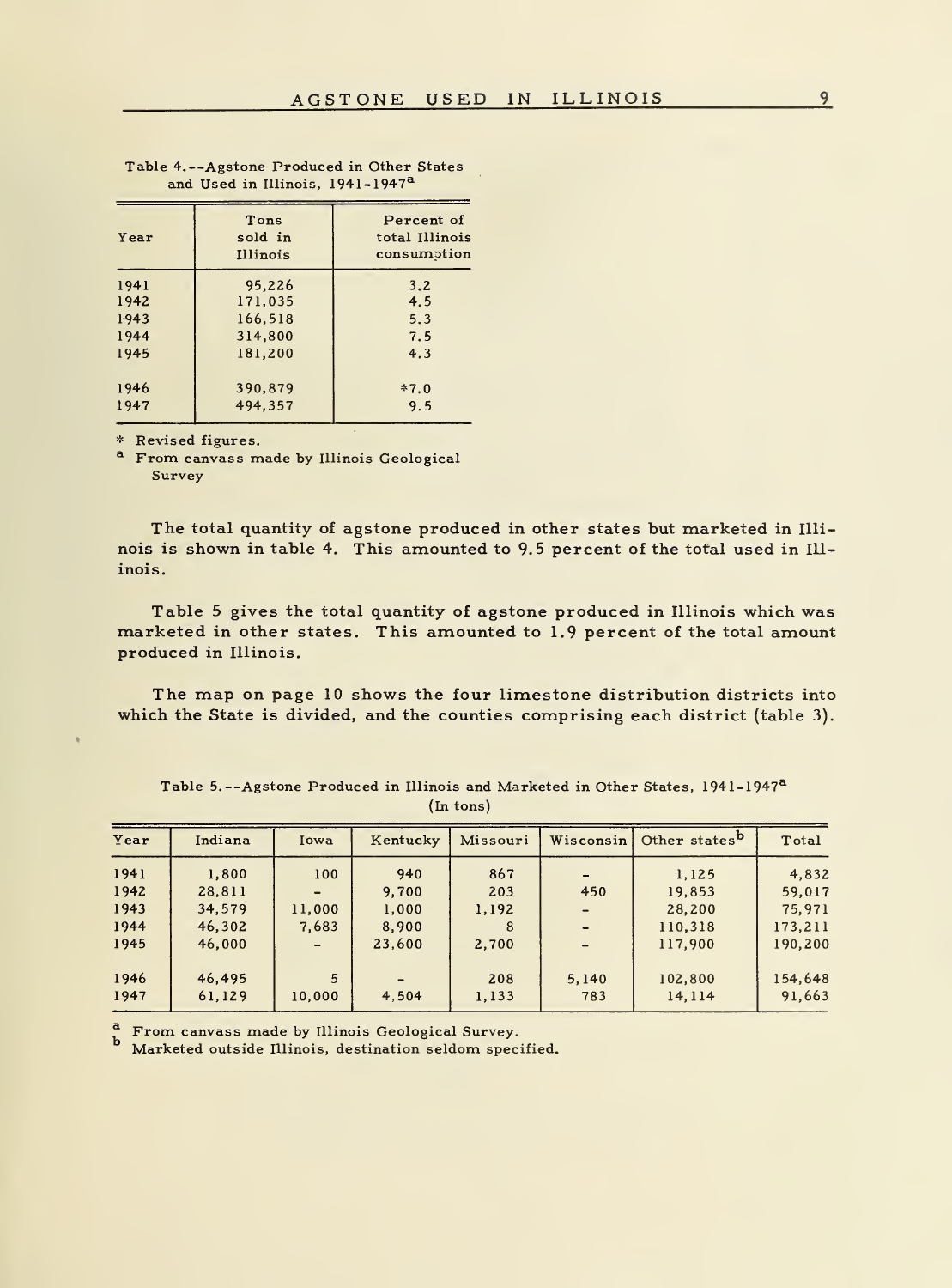Table 4.--Agstone Produced in Other States and Used in Illinois, 1941-1947[a]

| Year | Tons sold in Illinois | Percent of total Illinois consumption |
|---|---|---|
| 1941 | 95,226 | 3.2 |
| 1942 | 171,035 | 4.5 |
| 1943 | 166,518 | 5.3 |
| 1944 | 314,800 | 7.5 |
| 1945 | 181,200 | 4.3 |
| 1946 | 390,879 | *7.0 |
| 1947 | 494,357 | 9.5 |

* Revised figures.

[a] From canvass made by Illinois Geological Survey

The total quantity of agstone produced in other states but marketed in Illinois is shown in table 4. This amounted to 9.5 percent of the total used in Illinois.

Table 5 gives the total quantity of agstone produced in Illinois which was marketed in other states. This amounted to 1.9 percent of the total amount produced in Illinois.

The map on page 10 shows the four limestone distribution districts into which the State is divided, and the counties comprising each district (table 3).

Table 5.--Agstone Produced in Illinois and Marketed in Other States, 1941-1947[a]
(In tons)

| Year | Indiana | Iowa | Kentucky | Missouri | Wisconsin | Other states[b] | Total |
|---|---|---|---|---|---|---|---|
| 1941 | 1,800 | 100 | 940 | 867 | - | 1,125 | 4,832 |
| 1942 | 28,811 | - | 9,700 | 203 | 450 | 19,853 | 59,017 |
| 1943 | 34,579 | 11,000 | 1,000 | 1,192 | - | 28,200 | 75,971 |
| 1944 | 46,302 | 7,683 | 8,900 | 8 | - | 110,318 | 173,211 |
| 1945 | 46,000 | - | 23,600 | 2,700 | - | 117,900 | 190,200 |
| 1946 | 46,495 | 5 | - | 208 | 5,140 | 102,800 | 154,648 |
| 1947 | 61,129 | 10,000 | 4,504 | 1,133 | 783 | 14,114 | 91,663 |

[a] From canvass made by Illinois Geological Survey.

[b] Marketed outside Illinois, destination seldom specified.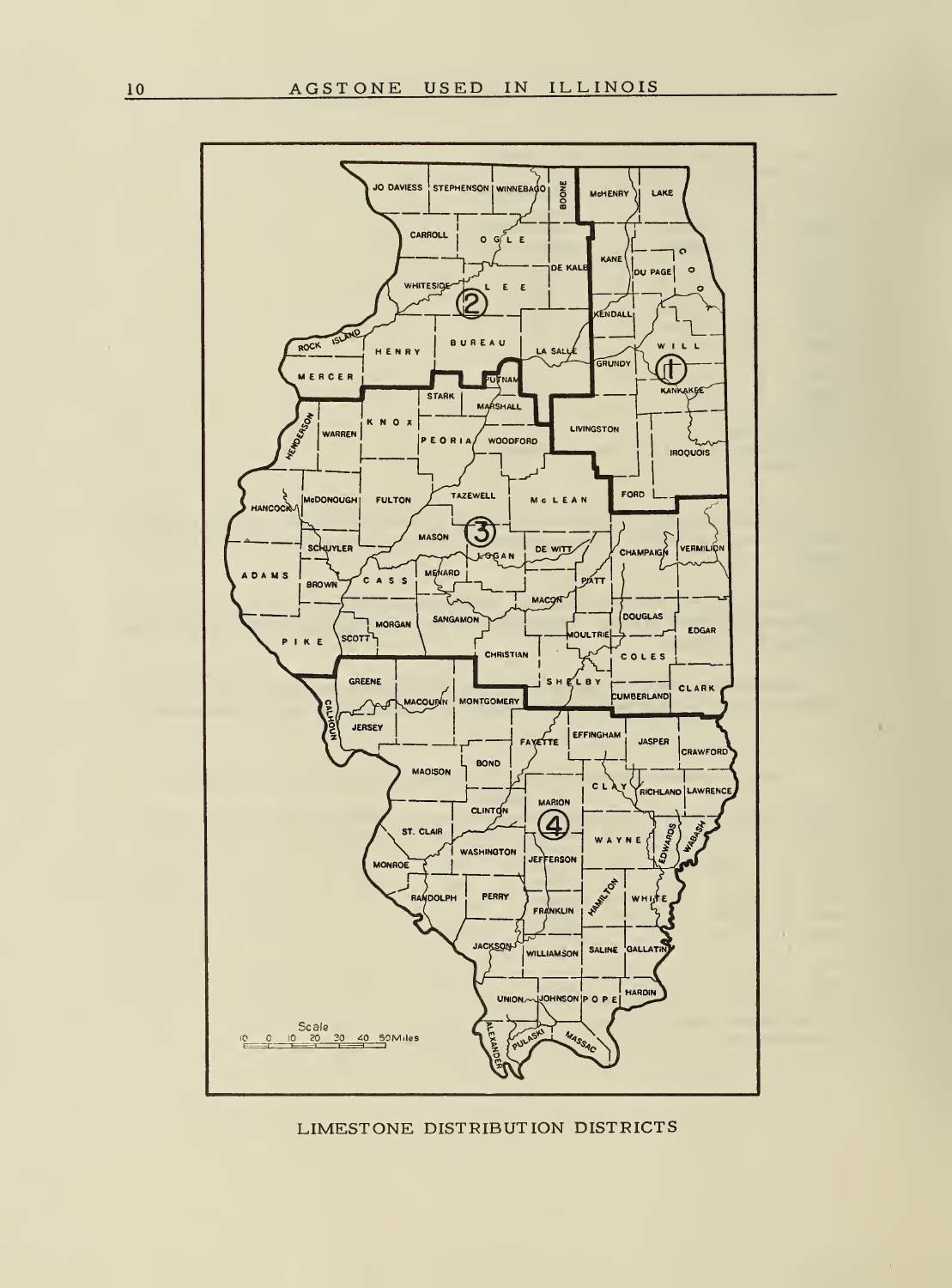LIMESTONE DISTRIBUTION DISTRICTS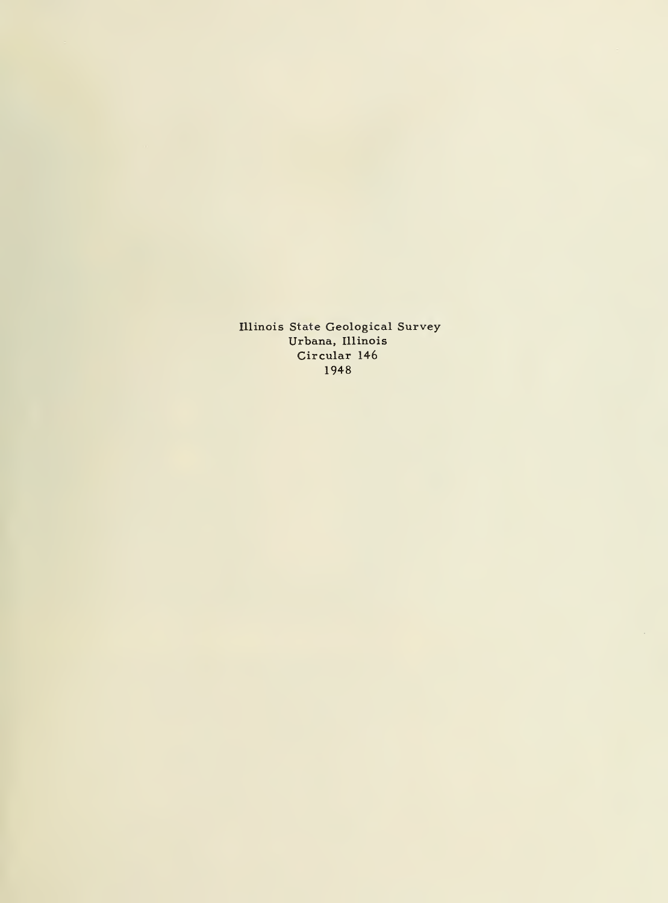Illinois State Geological Survey
Urbana, Illinois
Circular 146
1948